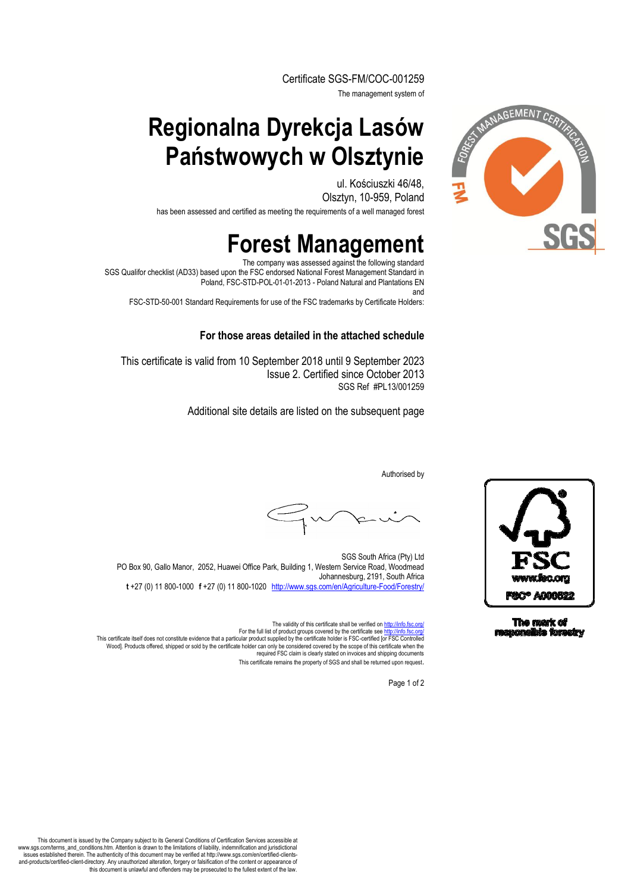Certificate SGS-FM/COC-001259

The management system of

# Regionalna Dyrekcja Lasów Państwowych w Olsztynie

ul. Kościuszki 46/48,
Olsztyn, 10-959, Poland

has been assessed and certified as meeting the requirements of a well managed forest

# Forest Management

The company was assessed against the following standard
SGS Qualifor checklist (AD33) based upon the FSC endorsed National Forest Management Standard in Poland, FSC-STD-POL-01-01-2013 - Poland Natural and Plantations EN
and
FSC-STD-50-001 Standard Requirements for use of the FSC trademarks by Certificate Holders:

**For those areas detailed in the attached schedule**

This certificate is valid from 10 September 2018 until 9 September 2023
Issue 2. Certified since October 2013
SGS Ref #PL13/001259

Additional site details are listed on the subsequent page

Authorised by

SGS South Africa (Pty) Ltd
PO Box 90, Gallo Manor, 2052, Huawei Office Park, Building 1, Western Service Road, Woodmead Johannesburg, 2191, South Africa
**t** +27 (0) 11 800-1000 **f** +27 (0) 11 800-1020 http://www.sgs.com/en/Agriculture-Food/Forestry/

FSC
www.fsc.org
FSC® A000622

The mark of responsible forestry

The validity of this certificate shall be verified on http://info.fsc.org/
For the full list of product groups covered by the certificate see http://info.fsc.org/
This certificate itself does not constitute evidence that a particular product supplied by the certificate holder is FSC-certified [or FSC Controlled Wood]. Products offered, shipped or sold by the certificate holder can only be considered covered by the scope of this certificate when the required FSC claim is clearly stated on invoices and shipping documents
This certificate remains the property of SGS and shall be returned upon request.

This document is issued by the Company subject to its General Conditions of Certification Services accessible at www.sgs.com/terms_and_conditions.htm. Attention is drawn to the limitations of liability, indemnification and jurisdictional issues established therein. The authenticity of this document may be verified at http://www.sgs.com/en/certified-clients-and-products/certified-client-directory. Any unauthorized alteration, forgery or falsification of the content or appearance of this document is unlawful and offenders may be prosecuted to the fullest extent of the law.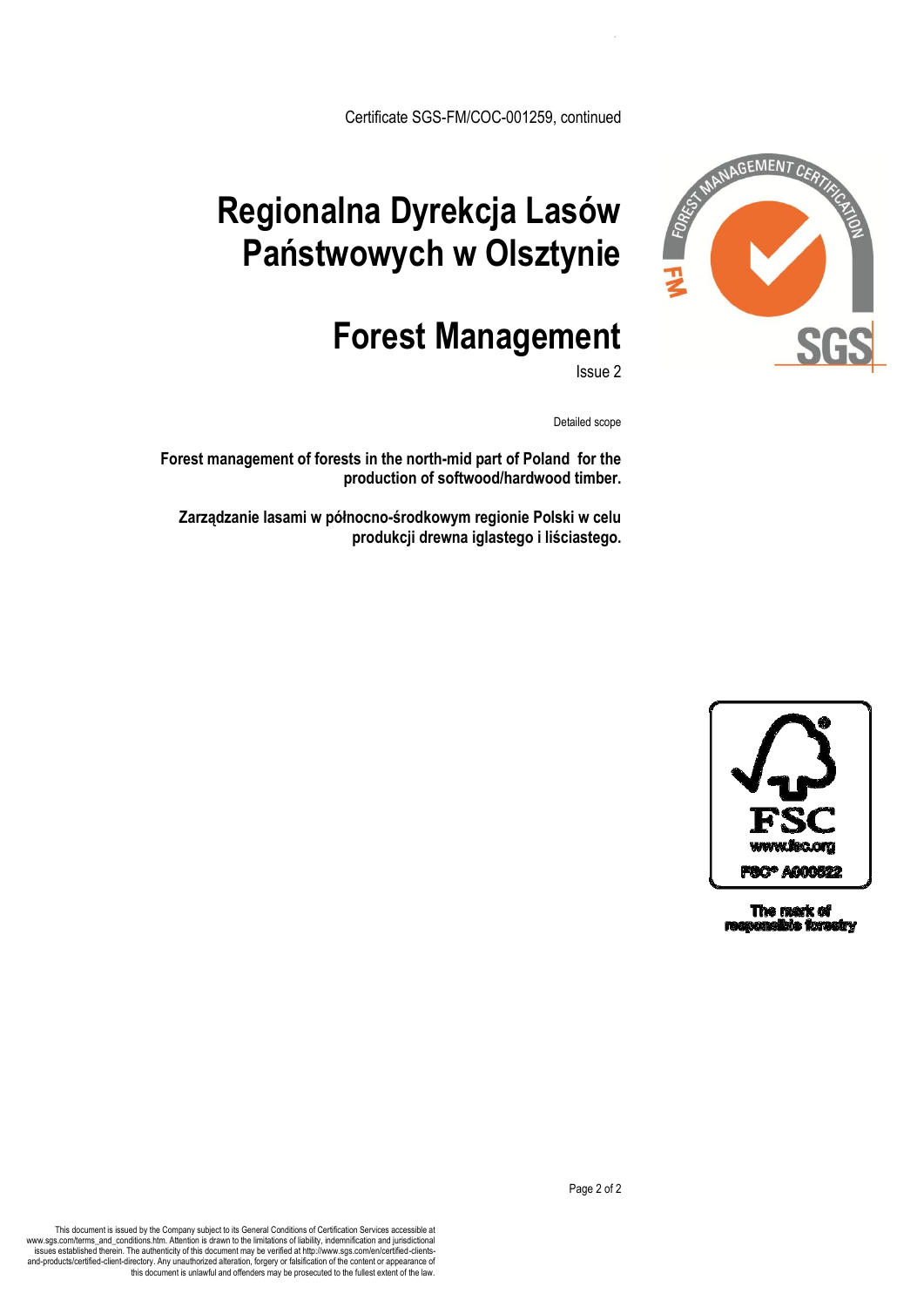Certificate SGS-FM/COC-001259, continued

# Regionalna Dyrekcja Lasów Państwowych w Olsztynie

# Forest Management

Issue 2

Detailed scope

**Forest management of forests in the north-mid part of Poland for the production of softwood/hardwood timber.**

**Zarządzanie lasami w północno-środkowym regionie Polski w celu produkcji drewna iglastego i liściastego.**

This document is issued by the Company subject to its General Conditions of Certification Services accessible at www.sgs.com/terms_and_conditions.htm. Attention is drawn to the limitations of liability, indemnification and jurisdictional issues established therein. The authenticity of this document may be verified at http://www.sgs.com/en/certified-clients-and-products/certified-client-directory. Any unauthorized alteration, forgery or falsification of the content or appearance of this document is unlawful and offenders may be prosecuted to the fullest extent of the law.